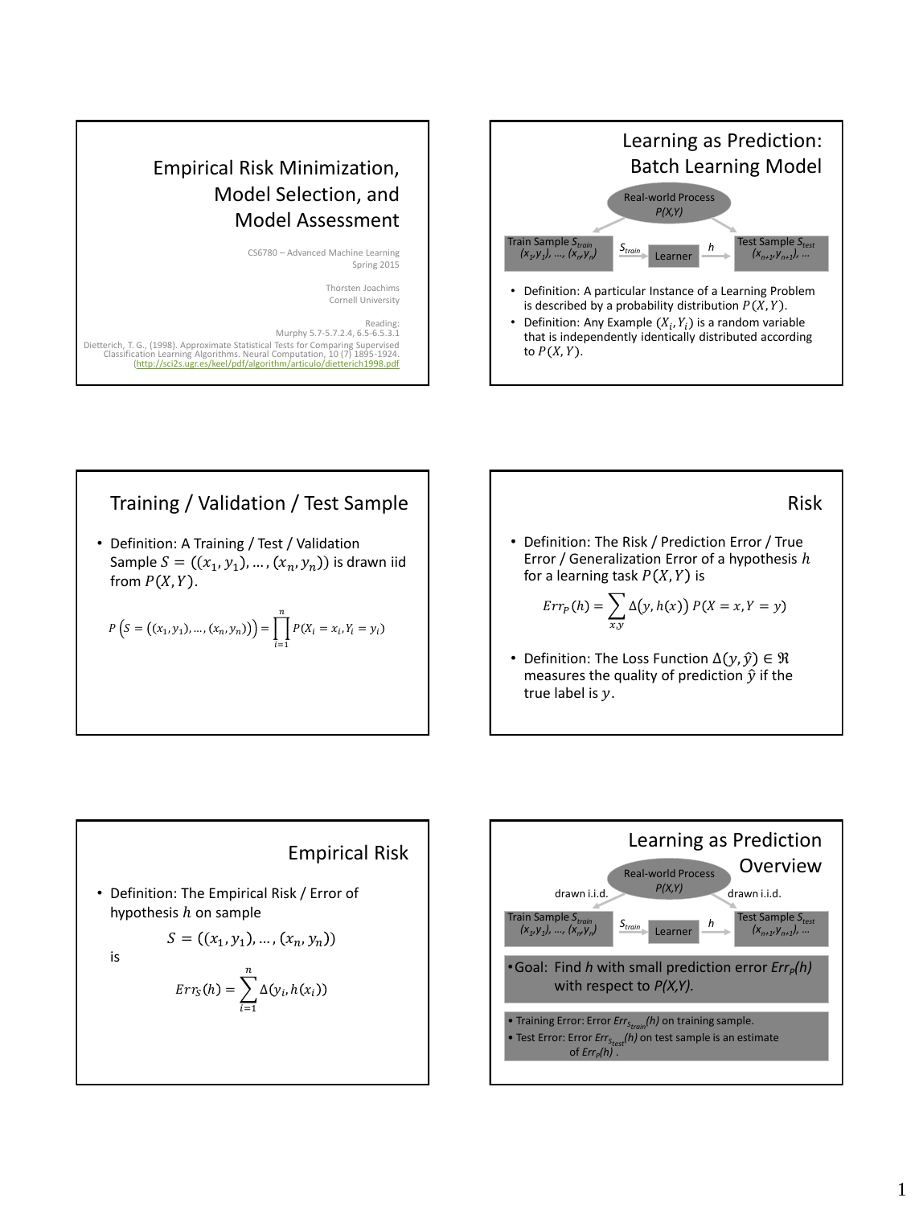# Empirical Risk Minimization, Model Selection, and Model Assessment

CS6780 – Advanced Machine Learning
Spring 2015

Thorsten Joachims
Cornell University

Reading:
Murphy 5.7-5.7.2.4, 6.5-6.5.3.1
Dietterich, T. G., (1998). Approximate Statistical Tests for Comparing Supervised Classification Learning Algorithms. Neural Computation, 10 (7) 1895-1924. (http://sci2s.ugr.es/keel/pdf/algorithm/articulo/dietterich1998.pdf)

## Learning as Prediction: Batch Learning Model

Real-world Process $P(X,Y)$

Train Sample $S_{train}$ $(x_1,y_1), \ldots, (x_n,y_n)$ → $S_{train}$ → Learner → $h$ → Test Sample $S_{test}$ $(x_{n+1},y_{n+1}), \ldots$

- Definition: A particular Instance of a Learning Problem is described by a probability distribution $P(X,Y)$.
- Definition: Any Example $(X_i, Y_i)$ is a random variable that is independently identically distributed according to $P(X,Y)$.

## Training / Validation / Test Sample

- Definition: A Training / Test / Validation Sample $S = ((x_1, y_1), \ldots, (x_n, y_n))$ is drawn iid from $P(X,Y)$.

$$P\left(S = ((x_1, y_1), \ldots, (x_n, y_n))\right) = \prod_{i=1}^{n} P(X_i = x_i, Y_i = y_i)$$

## Risk

- Definition: The Risk / Prediction Error / True Error / Generalization Error of a hypothesis $h$ for a learning task $P(X,Y)$ is

$$Err_P(h) = \sum_{x,y} \Delta\big(y, h(x)\big)\, P(X = x, Y = y)$$

- Definition: The Loss Function $\Delta(y, \hat{y}) \in \Re$ measures the quality of prediction $\hat{y}$ if the true label is $y$.

## Empirical Risk

- Definition: The Empirical Risk / Error of hypothesis $h$ on sample

$$S = ((x_1, y_1), \ldots, (x_n, y_n))$$

is

$$Err_S(h) = \sum_{i=1}^{n} \Delta(y_i, h(x_i))$$

## Learning as Prediction Overview

Real-world Process $P(X,Y)$ — drawn i.i.d. → Train Sample $S_{train}$ $(x_1,y_1), \ldots, (x_n,y_n)$ → $S_{train}$ → Learner → $h$ → Test Sample $S_{test}$ $(x_{n+1},y_{n+1}), \ldots$ (drawn i.i.d.)

- Goal: Find $h$ with small prediction error $Err_P(h)$ with respect to $P(X,Y)$.

- Training Error: Error $Err_{S_{train}}(h)$ on training sample.
- Test Error: Error $Err_{S_{test}}(h)$ on test sample is an estimate of $Err_P(h)$.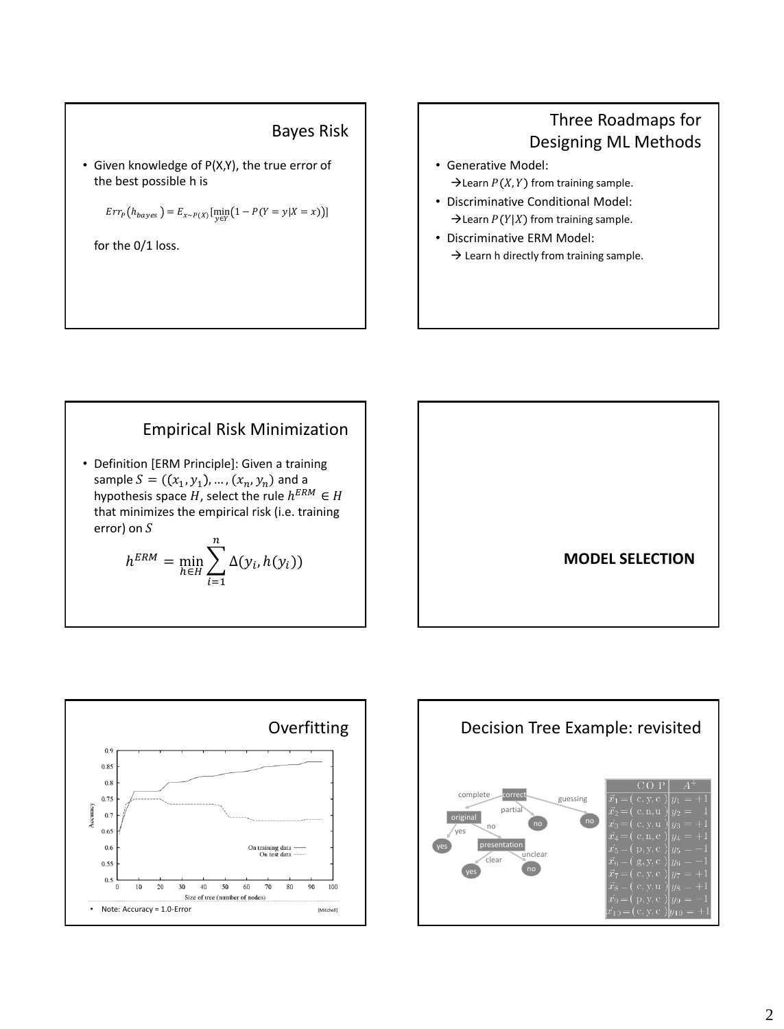## Bayes Risk

- Given knowledge of P(X,Y), the true error of the best possible h is

$$Err_P(h_{bayes}) = E_{x \sim P(X)}[\min_{y \in Y}(1 - P(Y = y|X = x))]$$

for the 0/1 loss.

## Three Roadmaps for Designing ML Methods

- Generative Model:
  → Learn $P(X, Y)$ from training sample.
- Discriminative Conditional Model:
  → Learn $P(Y|X)$ from training sample.
- Discriminative ERM Model:
  → Learn h directly from training sample.

## Empirical Risk Minimization

- Definition [ERM Principle]: Given a training sample $S = ((x_1, y_1), \ldots, (x_n, y_n))$ and a hypothesis space $H$, select the rule $h^{ERM} \in H$ that minimizes the empirical risk (i.e. training error) on $S$

$$h^{ERM} = \min_{h \in H} \sum_{i=1}^{n} \Delta(y_i, h(y_i))$$

**MODEL SELECTION**

## Overfitting

| Size of tree (number of nodes) | Accuracy on training data | Accuracy on test data |
|---|---|---|
| Chart: Accuracy (0.5–0.9) vs. Size of tree (0–100). Training accuracy rises steadily from ~0.65 to ~0.865; test accuracy rises to ~0.75 around 5–20 nodes, then declines to ~0.69. | | |

- Note: Accuracy = 1.0-Error

[Mitchell]

## Decision Tree Example: revisited

Decision tree: correct → complete: original (yes → yes; no → presentation (clear → yes; unclear → no)); partial → no; guessing → no

| C O P | $A^+$ |
|---|---|
| $\vec{x}_1 = (\text{c, y, c})$ | $y_1 = +1$ |
| $\vec{x}_2 = (\text{c, n, u})$ | $y_2 = -1$ |
| $\vec{x}_3 = (\text{c, y, u})$ | $y_3 = +1$ |
| $\vec{x}_4 = (\text{c, n, c})$ | $y_4 = +1$ |
| $\vec{x}_5 = (\text{p, y, c})$ | $y_5 = -1$ |
| $\vec{x}_6 = (\text{g, y, c})$ | $y_6 = -1$ |
| $\vec{x}_7 = (\text{c, y, c})$ | $y_7 = +1$ |
| $\vec{x}_8 = (\text{c, y, u})$ | $y_8 = +1$ |
| $\vec{x}_9 = (\text{p, y, c})$ | $y_9 = -1$ |
| $\vec{x}_{10} = (\text{c, y, c})$ | $y_{10} = +1$ |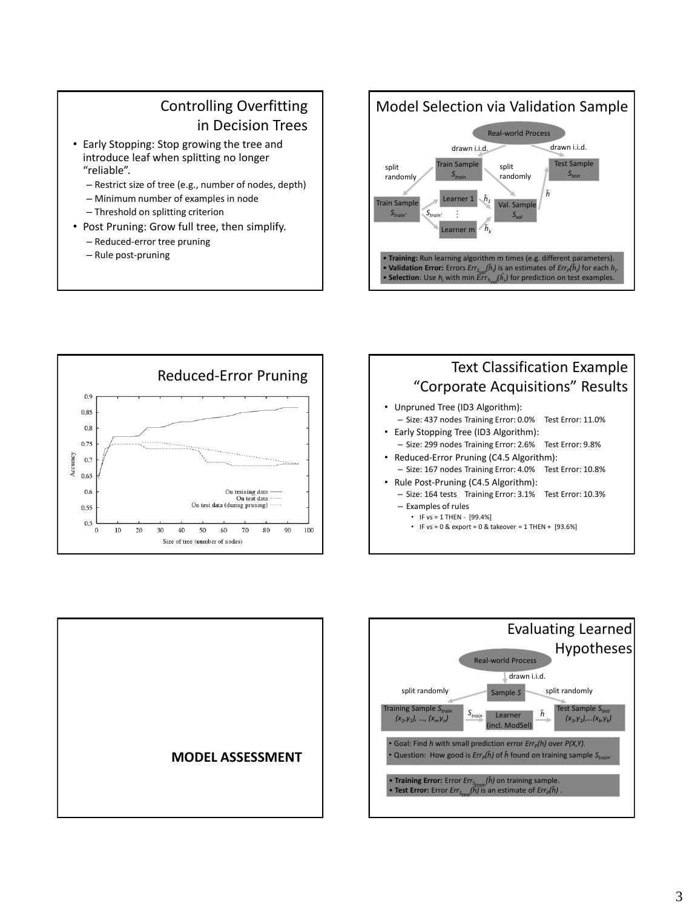## Controlling Overfitting in Decision Trees

- Early Stopping: Stop growing the tree and introduce leaf when splitting no longer "reliable".
  - Restrict size of tree (e.g., number of nodes, depth)
  - Minimum number of examples in node
  - Threshold on splitting criterion
- Post Pruning: Grow full tree, then simplify.
  - Reduced-error tree pruning
  - Rule post-pruning

## Model Selection via Validation Sample

Real-world Process

drawn i.i.d. → Train Sample $S_{train}$; drawn i.i.d. → Test Sample $S_{test}$

split randomly → Train Sample $S_{train'}$; split randomly → Val. Sample $S_{val}$

$S_{train'}$ → Learner 1 … Learner m → $\hat{h}_1$ … $\hat{h}_k$ → Val. Sample $S_{val}$ → $\hat{h}$ → Test Sample $S_{test}$

- **Training:** Run learning algorithm m times (e.g. different parameters).
- **Validation Error:** Errors $Err_{S_{val}}(\hat{h}_i)$ is an estimates of $Err_P(\hat{h}_i)$ for each $h_i$.
- **Selection**: Use $h_i$ with min $Err_{S_{val}}(\hat{h}_i)$ for prediction on test examples.

## Reduced-Error Pruning

Accuracy vs. Size of tree (number of nodes): On training data; On test data; On test data (during pruning)

## Text Classification Example "Corporate Acquisitions" Results

- Unpruned Tree (ID3 Algorithm):
  - Size: 437 nodes Training Error: 0.0% Test Error: 11.0%
- Early Stopping Tree (ID3 Algorithm):
  - Size: 299 nodes Training Error: 2.6% Test Error: 9.8%
- Reduced-Error Pruning (C4.5 Algorithm):
  - Size: 167 nodes Training Error: 4.0% Test Error: 10.8%
- Rule Post-Pruning (C4.5 Algorithm):
  - Size: 164 tests Training Error: 3.1% Test Error: 10.3%
  - Examples of rules
    - IF vs = 1 THEN - [99.4%]
    - IF vs = 0 & export = 0 & takeover = 1 THEN + [93.6%]

## MODEL ASSESSMENT

## Evaluating Learned Hypotheses

Real-world Process → drawn i.i.d. → Sample $S$

split randomly → Training Sample $S_{train}$ $(x_1,y_1), \ldots, (x_n,y_n)$; split randomly → Test Sample $S_{test}$ $(x_1,y_1),\ldots(x_k,y_k)$

$S_{train}$ → Learner (incl. ModSel) → $\hat{h}$

- Goal: Find $h$ with small prediction error $Err_P(h)$ over $P(X,Y)$.
- Question: How good is $Err_P(\hat{h})$ of $\hat{h}$ found on training sample $S_{train}$.

- **Training Error:** Error $Err_{S_{train}}(\hat{h})$ on training sample.
- **Test Error:** Error $Err_{S_{test}}(\hat{h})$ is an estimate of $Err_P(\hat{h})$ .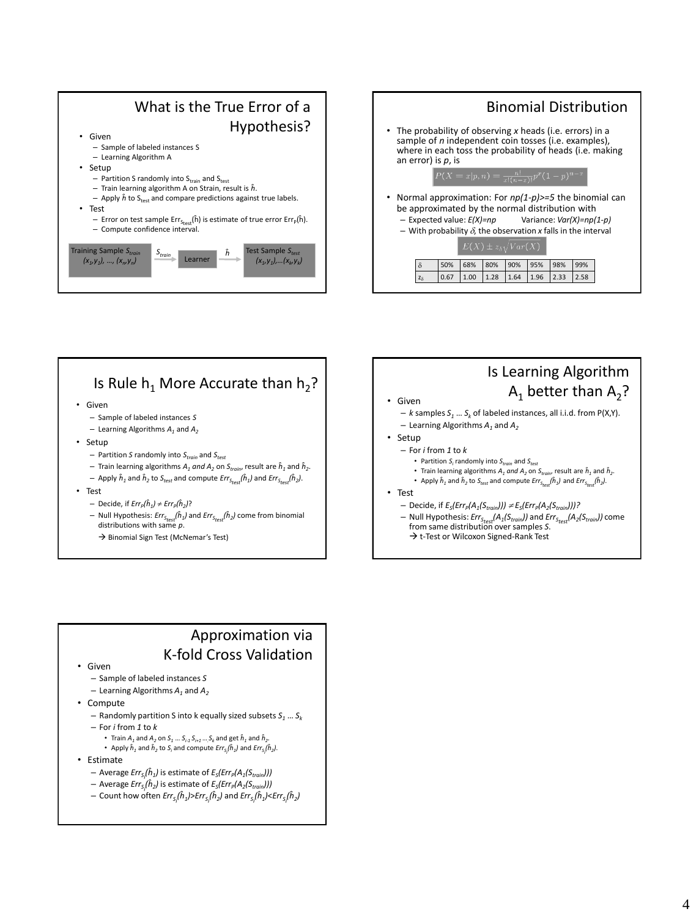## What is the True Error of a Hypothesis?

- Given
  - Sample of labeled instances S
  - Learning Algorithm A
- Setup
  - Partition S randomly into $S_{train}$ and $S_{test}$
  - Train learning algorithm A on Strain, result is $\hat{h}$.
  - Apply $\hat{h}$ to $S_{test}$ and compare predictions against true labels.
- Test
  - Error on test sample $Err_{S_{test}}(\hat{h})$ is estimate of true error $Err_P(\hat{h})$.
  - Compute confidence interval.

Training Sample $S_{train}$ $(x_1,y_1), \ldots, (x_n,y_n)$ → $S_{train}$ → Learner → $\hat{h}$ → Test Sample $S_{test}$ $(x_1,y_1),\ldots(x_k,y_k)$

## Binomial Distribution

- The probability of observing *x* heads (i.e. errors) in a sample of *n* independent coin tosses (i.e. examples), where in each toss the probability of heads (i.e. making an error) is *p*, is

$$P(X = x|p,n) = \frac{n!}{x!(n-x)!}p^r(1-p)^{n-x}$$

- Normal approximation: For $np(1-p)>=5$ the binomial can be approximated by the normal distribution with
  - Expected value: $E(X)=np$ Variance: $Var(X)=np(1-p)$
  - With probability $\delta$, the observation *x* falls in the interval

$$E(X) \pm z_\delta \sqrt{Var(X)}$$

| | | | | | | | |
|---|---|---|---|---|---|---|---|
| $\delta$ | 50% | 68% | 80% | 90% | 95% | 98% | 99% |
| $z_\delta$ | 0.67 | 1.00 | 1.28 | 1.64 | 1.96 | 2.33 | 2.58 |

## Is Rule $h_1$ More Accurate than $h_2$?

- Given
  - Sample of labeled instances *S*
  - Learning Algorithms $A_1$ and $A_2$
- Setup
  - Partition *S* randomly into $S_{train}$ and $S_{test}$
  - Train learning algorithms $A_1$ *and* $A_2$ on $S_{train}$, result are $\hat{h}_1$ and $\hat{h}_2$.
  - Apply $\hat{h}_1$ and $\hat{h}_2$ to $S_{test}$ and compute $Err_{S_{test}}(\hat{h}_1)$ and $Err_{S_{test}}(\hat{h}_2)$.
- Test
  - Decide, if $Err_P(\hat{h}_1) \neq Err_P(\hat{h}_2)$?
  - Null Hypothesis: $Err_{S_{test}}(\hat{h}_1)$ and $Err_{S_{test}}(\hat{h}_2)$ come from binomial distributions with same *p*.
    → Binomial Sign Test (McNemar's Test)

## Is Learning Algorithm $A_1$ better than $A_2$?

- Given
  - *k* samples $S_1 \ldots S_k$ of labeled instances, all i.i.d. from P(X,Y).
  - Learning Algorithms $A_1$ and $A_2$
- Setup
  - For *i* from *1* to *k*
    - Partition $S_i$ randomly into $S_{train}$ and $S_{test}$
    - Train learning algorithms $A_1$ *and* $A_2$ on $S_{train}$, result are $\hat{h}_1$ and $\hat{h}_2$.
    - Apply $\hat{h}_1$ and $\hat{h}_2$ to $S_{test}$ and compute $Err_{S_{test}}(\hat{h}_1)$ and $Err_{S_{test}}(\hat{h}_2)$.
- Test
  - Decide, if $E_S(Err_P(A_1(S_{train}))) \neq E_S(Err_P(A_2(S_{train})))$?
  - Null Hypothesis: $Err_{S_{test}}(A_1(S_{train}))$ and $Err_{S_{test}}(A_2(S_{train}))$ come from same distribution over samples *S*.
    → t-Test or Wilcoxon Signed-Rank Test

## Approximation via K-fold Cross Validation

- Given
  - Sample of labeled instances *S*
  - Learning Algorithms $A_1$ and $A_2$
- Compute
  - Randomly partition S into k equally sized subsets $S_1 \ldots S_k$
  - For *i* from *1* to *k*
    - Train $A_1$ and $A_2$ on $S_1 \ldots S_{i-1} S_{i+1} \ldots S_k$ and get $\hat{h}_1$ and $\hat{h}_2$.
    - Apply $\hat{h}_1$ and $\hat{h}_2$ to $S_i$ and compute $Err_{S_i}(\hat{h}_1)$ and $Err_{S_i}(\hat{h}_2)$.
- Estimate
  - Average $Err_{S_i}(\hat{h}_1)$ is estimate of $E_S(Err_P(A_1(S_{train})))$
  - Average $Err_{S_i}(\hat{h}_2)$ is estimate of $E_S(Err_P(A_2(S_{train})))$
  - Count how often $Err_{S_i}(\hat{h}_1) > Err_{S_i}(\hat{h}_2)$ and $Err_{S_i}(\hat{h}_1) < Err_{S_i}(\hat{h}_2)$